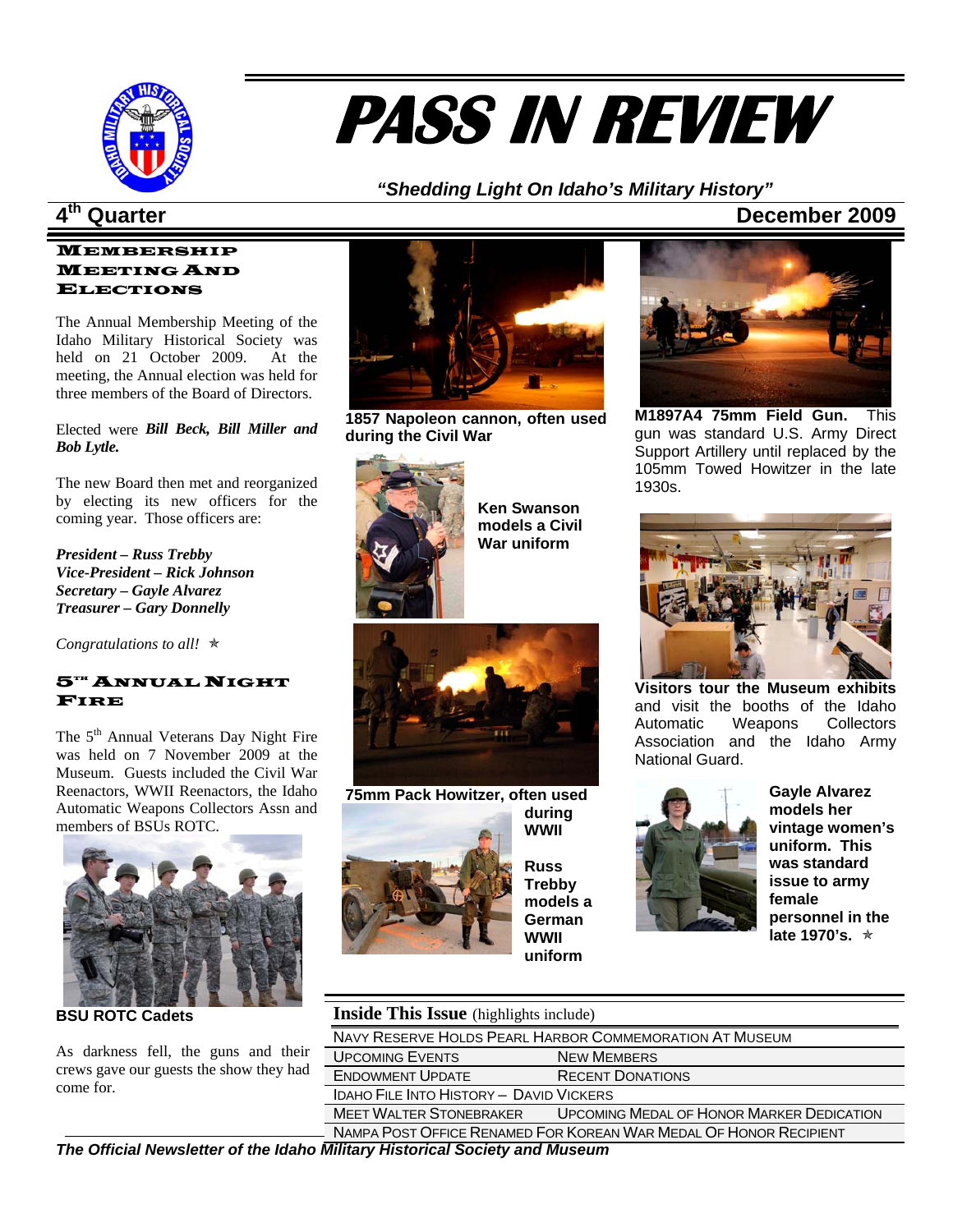# PASS IN REVIEW

*"Shedding Light On Idaho's Military History"*

**4th Quarter** **December 2009**

## Membership Meeting And Elections

The Annual Membership Meeting of the Idaho Military Historical Society was held on 21 October 2009. At the meeting, the Annual election was held for three members of the Board of Directors.

Elected were ***Bill Beck, Bill Miller and Bob Lytle.***

The new Board then met and reorganized by electing its new officers for the coming year. Those officers are:

***President – Russ Trebby***
***Vice-President – Rick Johnson***
***Secretary – Gayle Alvarez***
***Treasurer – Gary Donnelly***

*Congratulations to all!* ✯

## 5th Annual Night Fire

The 5th Annual Veterans Day Night Fire was held on 7 November 2009 at the Museum. Guests included the Civil War Reenactors, WWII Reenactors, the Idaho Automatic Weapons Collectors Assn and members of BSUs ROTC.

**BSU ROTC Cadets**

As darkness fell, the guns and their crews gave our guests the show they had come for.

**1857 Napoleon cannon, often used during the Civil War**

**Ken Swanson models a Civil War uniform**

**75mm Pack Howitzer, often used during WWII**

**Russ Trebby models a German WWII uniform**

**M1897A4 75mm Field Gun.** This gun was standard U.S. Army Direct Support Artillery until replaced by the 105mm Towed Howitzer in the late 1930s.

**Visitors tour the Museum exhibits** and visit the booths of the Idaho Automatic Weapons Collectors Association and the Idaho Army National Guard.

**Gayle Alvarez models her vintage women's uniform. This was standard issue to army female personnel in the late 1970's.** ✯

| **Inside This Issue** (highlights include) | |
|---|---|
| Navy Reserve Holds Pearl Harbor Commemoration At Museum | |
| Upcoming Events | New Members |
| Endowment Update | Recent Donations |
| Idaho File Into History – David Vickers | |
| Meet Walter Stonebraker | Upcoming Medal of Honor Marker Dedication |
| Nampa Post Office Renamed For Korean War Medal Of Honor Recipient | |

***The Official Newsletter of the Idaho Military Historical Society and Museum***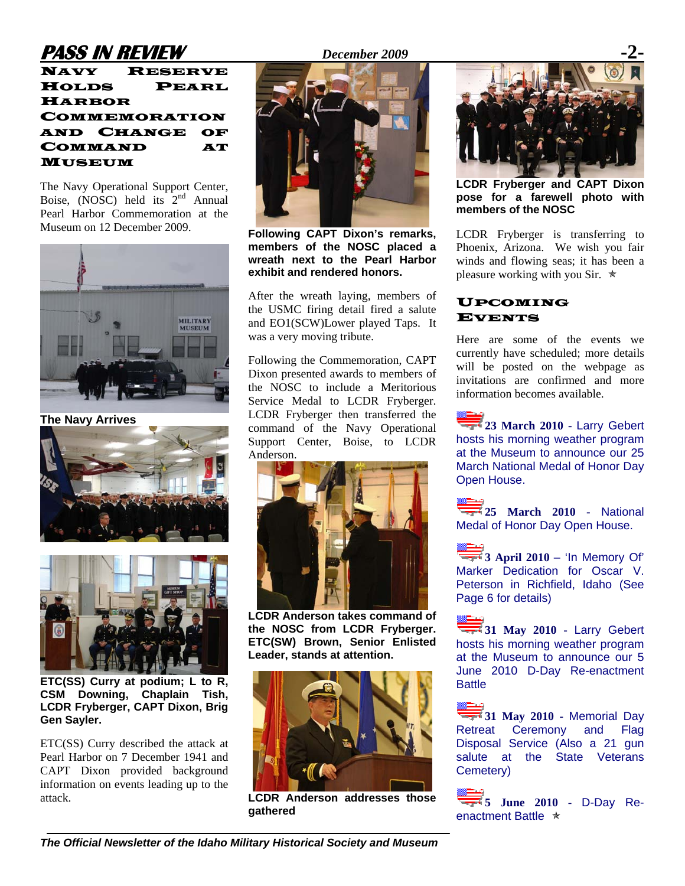## Navy Reserve Holds Pearl Harbor Commemoration and Change of Command at Museum

The Navy Operational Support Center, Boise, (NOSC) held its 2nd Annual Pearl Harbor Commemoration at the Museum on 12 December 2009.

**The Navy Arrives**

**ETC(SS) Curry at podium; L to R, CSM Downing, Chaplain Tish, LCDR Fryberger, CAPT Dixon, Brig Gen Sayler.**

ETC(SS) Curry described the attack at Pearl Harbor on 7 December 1941 and CAPT Dixon provided background information on events leading up to the attack.

**Following CAPT Dixon's remarks, members of the NOSC placed a wreath next to the Pearl Harbor exhibit and rendered honors.**

After the wreath laying, members of the USMC firing detail fired a salute and EO1(SCW)Lower played Taps. It was a very moving tribute.

Following the Commemoration, CAPT Dixon presented awards to members of the NOSC to include a Meritorious Service Medal to LCDR Fryberger. LCDR Fryberger then transferred the command of the Navy Operational Support Center, Boise, to LCDR Anderson.

**LCDR Anderson takes command of the NOSC from LCDR Fryberger. ETC(SW) Brown, Senior Enlisted Leader, stands at attention.**

**LCDR Anderson addresses those gathered**

**LCDR Fryberger and CAPT Dixon pose for a farewell photo with members of the NOSC**

LCDR Fryberger is transferring to Phoenix, Arizona. We wish you fair winds and flowing seas; it has been a pleasure working with you Sir. ✯

## Upcoming Events

Here are some of the events we currently have scheduled; more details will be posted on the webpage as invitations are confirmed and more information becomes available.

**23 March 2010** - Larry Gebert hosts his morning weather program at the Museum to announce our 25 March National Medal of Honor Day Open House.

**25 March 2010** - National Medal of Honor Day Open House.

**3 April 2010** – 'In Memory Of' Marker Dedication for Oscar V. Peterson in Richfield, Idaho (See Page 6 for details)

**31 May 2010** - Larry Gebert hosts his morning weather program at the Museum to announce our 5 June 2010 D-Day Re-enactment Battle

**31 May 2010** - Memorial Day Retreat Ceremony and Flag Disposal Service (Also a 21 gun salute at the State Veterans Cemetery)

**5 June 2010** - D-Day Re-enactment Battle ✯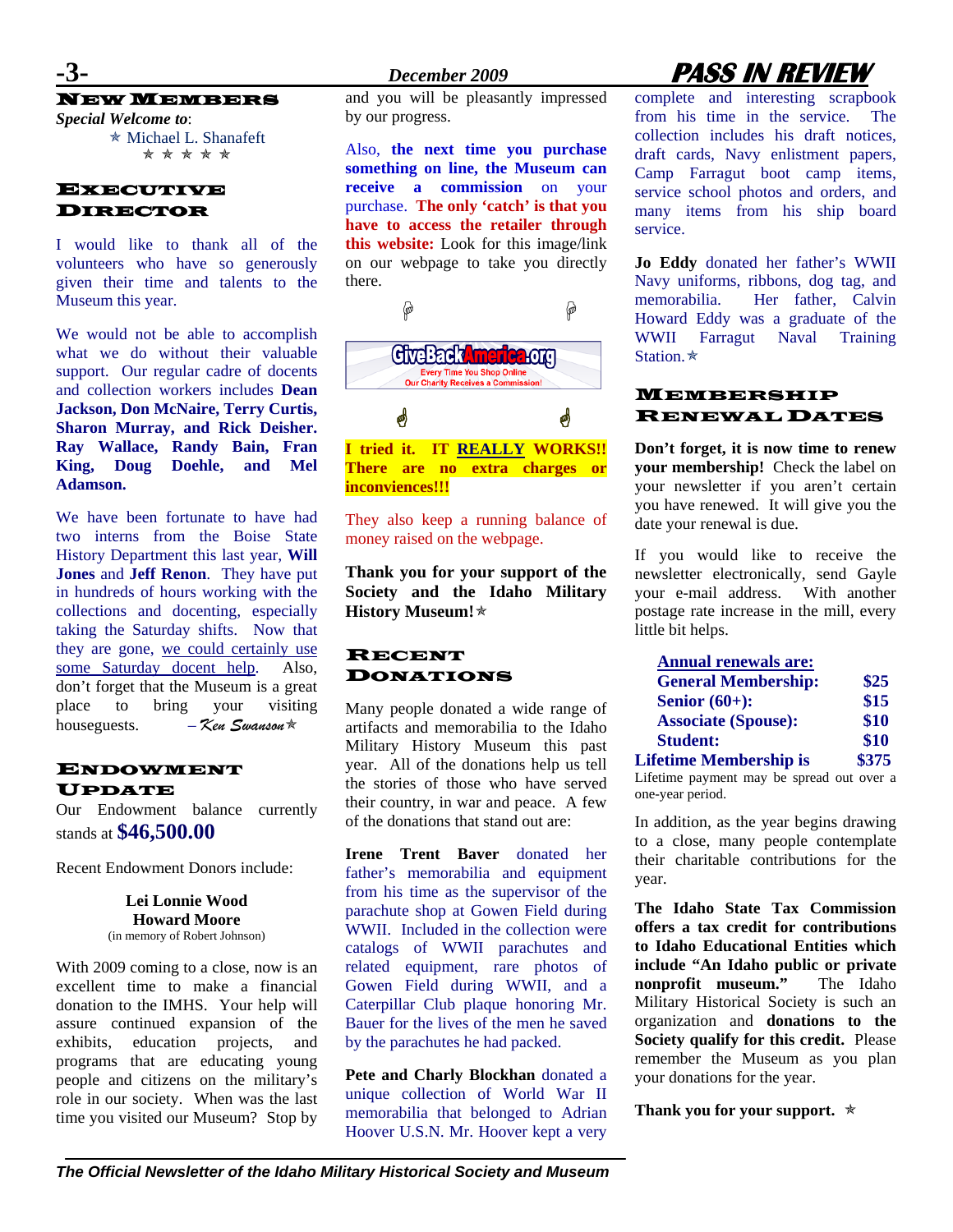## New Members

*Special Welcome to*:

⭑ Michael L. Shanafeft

⭑ ⭑ ⭑ ⭑ ⭑

## Executive Director

I would like to thank all of the volunteers who have so generously given their time and talents to the Museum this year.

We would not be able to accomplish what we do without their valuable support. Our regular cadre of docents and collection workers includes **Dean Jackson, Don McNaire, Terry Curtis, Sharon Murray, and Rick Deisher. Ray Wallace, Randy Bain, Fran King, Doug Doehle, and Mel Adamson.**

We have been fortunate to have had two interns from the Boise State History Department this last year, **Will Jones** and **Jeff Renon**. They have put in hundreds of hours working with the collections and docenting, especially taking the Saturday shifts. Now that they are gone, we could certainly use some Saturday docent help. Also, don't forget that the Museum is a great place to bring your visiting houseguests. *– Ken Swanson*⭑

## Endowment Update

Our Endowment balance currently stands at **$46,500.00**

Recent Endowment Donors include:

**Lei Lonnie Wood**
**Howard Moore**
(in memory of Robert Johnson)

With 2009 coming to a close, now is an excellent time to make a financial donation to the IMHS. Your help will assure continued expansion of the exhibits, education projects, and programs that are educating young people and citizens on the military's role in our society. When was the last time you visited our Museum? Stop by and you will be pleasantly impressed by our progress.

Also, **the next time you purchase something on line, the Museum can receive a commission** on your purchase. **The only 'catch' is that you have to access the retailer through this website:** Look for this image/link on our webpage to take you directly there.

GiveBackAmerica.org
Every Time You Shop Online
Our Charity Receives a Commission!

**I tried it. IT REALLY WORKS!! There are no extra charges or inconveniences!!!**

They also keep a running balance of money raised on the webpage.

**Thank you for your support of the Society and the Idaho Military History Museum!**⭑

## Recent Donations

Many people donated a wide range of artifacts and memorabilia to the Idaho Military History Museum this past year. All of the donations help us tell the stories of those who have served their country, in war and peace. A few of the donations that stand out are:

**Irene Trent Baver** donated her father's memorabilia and equipment from his time as the supervisor of the parachute shop at Gowen Field during WWII. Included in the collection were catalogs of WWII parachutes and related equipment, rare photos of Gowen Field during WWII, and a Caterpillar Club plaque honoring Mr. Bauer for the lives of the men he saved by the parachutes he had packed.

**Pete and Charly Blockhan** donated a unique collection of World War II memorabilia that belonged to Adrian Hoover U.S.N. Mr. Hoover kept a very complete and interesting scrapbook from his time in the service. The collection includes his draft notices, draft cards, Navy enlistment papers, Camp Farragut boot camp items, service school photos and orders, and many items from his ship board service.

**Jo Eddy** donated her father's WWII Navy uniforms, ribbons, dog tag, and memorabilia. Her father, Calvin Howard Eddy was a graduate of the WWII Farragut Naval Training Station.⭑

## Membership Renewal Dates

**Don't forget, it is now time to renew your membership!** Check the label on your newsletter if you aren't certain you have renewed. It will give you the date your renewal is due.

If you would like to receive the newsletter electronically, send Gayle your e-mail address. With another postage rate increase in the mill, every little bit helps.

| **Annual renewals are:** | |
|---|---|
| **General Membership:** | **$25** |
| **Senior (60+):** | **$15** |
| **Associate (Spouse):** | **$10** |
| **Student:** | **$10** |
| **Lifetime Membership is** | **$375** |

Lifetime payment may be spread out over a one-year period.

In addition, as the year begins drawing to a close, many people contemplate their charitable contributions for the year.

**The Idaho State Tax Commission offers a tax credit for contributions to Idaho Educational Entities which include "An Idaho public or private nonprofit museum."** The Idaho Military Historical Society is such an organization and **donations to the Society qualify for this credit.** Please remember the Museum as you plan your donations for the year.

**Thank you for your support.** ⭑

*The Official Newsletter of the Idaho Military Historical Society and Museum*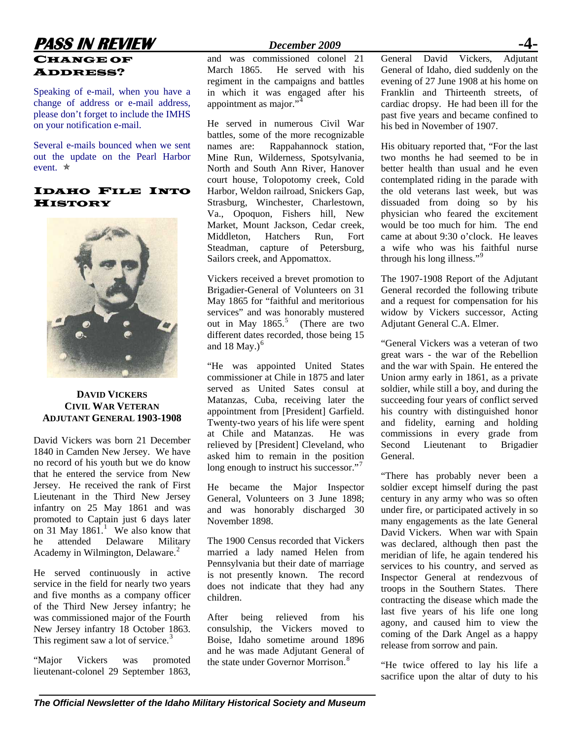## Change of Address?

Speaking of e-mail, when you have a change of address or e-mail address, please don't forget to include the IMHS on your notification e-mail.

Several e-mails bounced when we sent out the update on the Pearl Harbor event. ✯

## Idaho File Into History

**DAVID VICKERS**
**CIVIL WAR VETERAN**
**ADJUTANT GENERAL 1903-1908**

David Vickers was born 21 December 1840 in Camden New Jersey. We have no record of his youth but we do know that he entered the service from New Jersey. He received the rank of First Lieutenant in the Third New Jersey infantry on 25 May 1861 and was promoted to Captain just 6 days later on 31 May 1861.[1] We also know that he attended Delaware Military Academy in Wilmington, Delaware.[2]

He served continuously in active service in the field for nearly two years and five months as a company officer of the Third New Jersey infantry; he was commissioned major of the Fourth New Jersey infantry 18 October 1863. This regiment saw a lot of service.[3]

"Major Vickers was promoted lieutenant-colonel 29 September 1863, and was commissioned colonel 21 March 1865. He served with his regiment in the campaigns and battles in which it was engaged after his appointment as major."[4]

He served in numerous Civil War battles, some of the more recognizable names are: Rappahannock station, Mine Run, Wilderness, Spotsylvania, North and South Ann River, Hanover court house, Tolopotomy creek, Cold Harbor, Weldon railroad, Snickers Gap, Strasburg, Winchester, Charlestown, Va., Opoquon, Fishers hill, New Market, Mount Jackson, Cedar creek, Middleton, Hatchers Run, Fort Steadman, capture of Petersburg, Sailors creek, and Appomattox.

Vickers received a brevet promotion to Brigadier-General of Volunteers on 31 May 1865 for "faithful and meritorious services" and was honorably mustered out in May 1865.[5] (There are two different dates recorded, those being 15 and 18 May.)[6]

"He was appointed United States commissioner at Chile in 1875 and later served as United Sates consul at Matanzas, Cuba, receiving later the appointment from [President] Garfield. Twenty-two years of his life were spent at Chile and Matanzas. He was relieved by [President] Cleveland, who asked him to remain in the position long enough to instruct his successor."[7]

He became the Major Inspector General, Volunteers on 3 June 1898; and was honorably discharged 30 November 1898.

The 1900 Census recorded that Vickers married a lady named Helen from Pennsylvania but their date of marriage is not presently known. The record does not indicate that they had any children.

After being relieved from his consulship, the Vickers moved to Boise, Idaho sometime around 1896 and he was made Adjutant General of the state under Governor Morrison.[8]

General David Vickers, Adjutant General of Idaho, died suddenly on the evening of 27 June 1908 at his home on Franklin and Thirteenth streets, of cardiac dropsy. He had been ill for the past five years and became confined to his bed in November of 1907.

His obituary reported that, "For the last two months he had seemed to be in better health than usual and he even contemplated riding in the parade with the old veterans last week, but was dissuaded from doing so by his physician who feared the excitement would be too much for him. The end came at about 9:30 o'clock. He leaves a wife who was his faithful nurse through his long illness."[9]

The 1907-1908 Report of the Adjutant General recorded the following tribute and a request for compensation for his widow by Vickers successor, Acting Adjutant General C.A. Elmer.

"General Vickers was a veteran of two great wars - the war of the Rebellion and the war with Spain. He entered the Union army early in 1861, as a private soldier, while still a boy, and during the succeeding four years of conflict served his country with distinguished honor and fidelity, earning and holding commissions in every grade from Second Lieutenant to Brigadier General.

"There has probably never been a soldier except himself during the past century in any army who was so often under fire, or participated actively in so many engagements as the late General David Vickers. When war with Spain was declared, although then past the meridian of life, he again tendered his services to his country, and served as Inspector General at rendezvous of troops in the Southern States. There contracting the disease which made the last five years of his life one long agony, and caused him to view the coming of the Dark Angel as a happy release from sorrow and pain.

"He twice offered to lay his life a sacrifice upon the altar of duty to his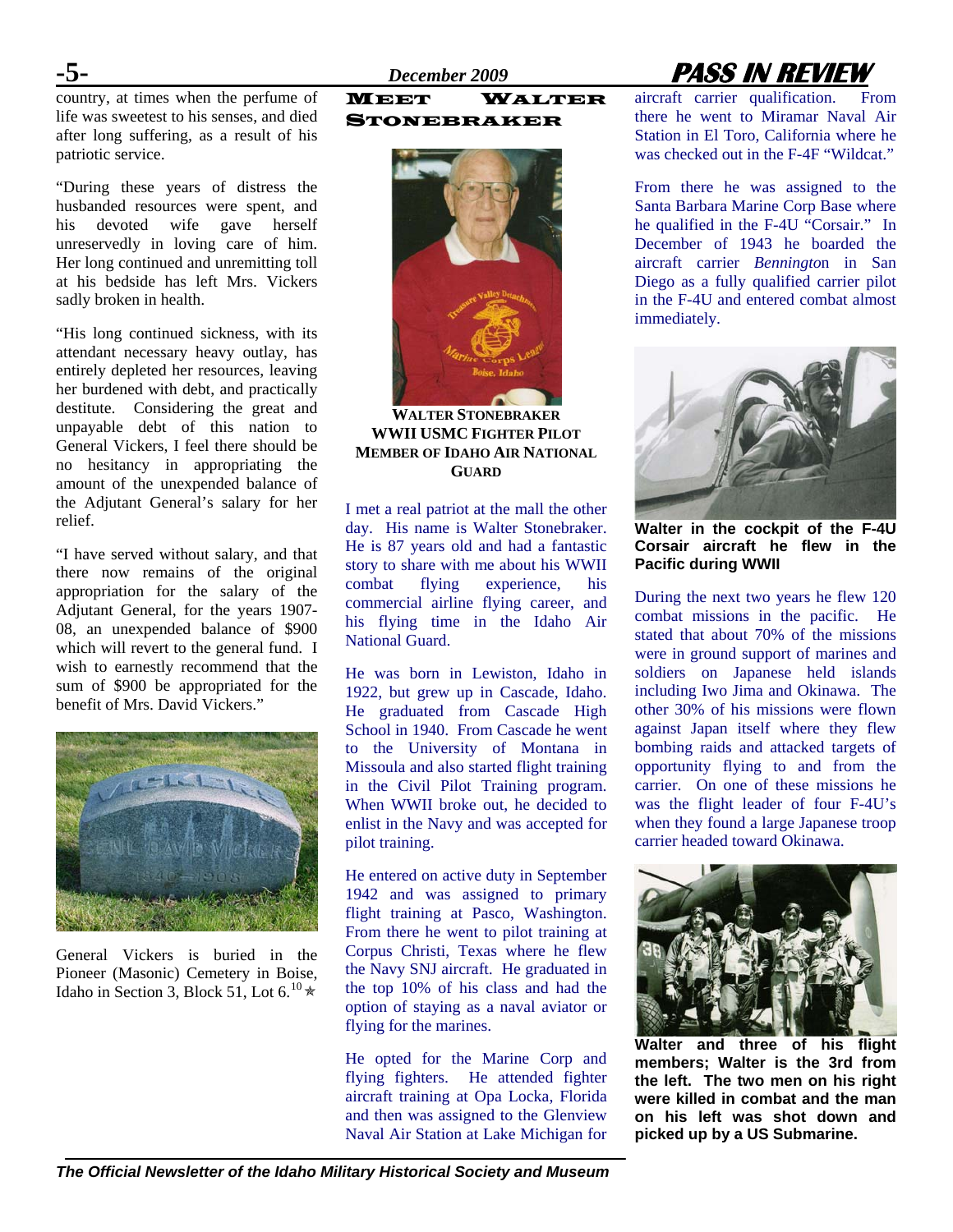country, at times when the perfume of life was sweetest to his senses, and died after long suffering, as a result of his patriotic service.

"During these years of distress the husbanded resources were spent, and his devoted wife gave herself unreservedly in loving care of him. Her long continued and unremitting toll at his bedside has left Mrs. Vickers sadly broken in health.

"His long continued sickness, with its attendant necessary heavy outlay, has entirely depleted her resources, leaving her burdened with debt, and practically destitute. Considering the great and unpayable debt of this nation to General Vickers, I feel there should be no hesitancy in appropriating the amount of the unexpended balance of the Adjutant General's salary for her relief.

"I have served without salary, and that there now remains of the original appropriation for the salary of the Adjutant General, for the years 1907-08, an unexpended balance of $900 which will revert to the general fund. I wish to earnestly recommend that the sum of $900 be appropriated for the benefit of Mrs. David Vickers."

General Vickers is buried in the Pioneer (Masonic) Cemetery in Boise, Idaho in Section 3, Block 51, Lot 6.[10] ✯

## MEET WALTER STONEBRAKER

**WALTER STONEBRAKER**
**WWII USMC FIGHTER PILOT**
**MEMBER OF IDAHO AIR NATIONAL GUARD**

I met a real patriot at the mall the other day. His name is Walter Stonebraker. He is 87 years old and had a fantastic story to share with me about his WWII combat flying experience, his commercial airline flying career, and his flying time in the Idaho Air National Guard.

He was born in Lewiston, Idaho in 1922, but grew up in Cascade, Idaho. He graduated from Cascade High School in 1940. From Cascade he went to the University of Montana in Missoula and also started flight training in the Civil Pilot Training program. When WWII broke out, he decided to enlist in the Navy and was accepted for pilot training.

He entered on active duty in September 1942 and was assigned to primary flight training at Pasco, Washington. From there he went to pilot training at Corpus Christi, Texas where he flew the Navy SNJ aircraft. He graduated in the top 10% of his class and had the option of staying as a naval aviator or flying for the marines.

He opted for the Marine Corp and flying fighters. He attended fighter aircraft training at Opa Locka, Florida and then was assigned to the Glenview Naval Air Station at Lake Michigan for aircraft carrier qualification. From there he went to Miramar Naval Air Station in El Toro, California where he was checked out in the F-4F "Wildcat."

From there he was assigned to the Santa Barbara Marine Corp Base where he qualified in the F-4U "Corsair." In December of 1943 he boarded the aircraft carrier *Bennington* in San Diego as a fully qualified carrier pilot in the F-4U and entered combat almost immediately.

**Walter in the cockpit of the F-4U Corsair aircraft he flew in the Pacific during WWII**

During the next two years he flew 120 combat missions in the pacific. He stated that about 70% of the missions were in ground support of marines and soldiers on Japanese held islands including Iwo Jima and Okinawa. The other 30% of his missions were flown against Japan itself where they flew bombing raids and attacked targets of opportunity flying to and from the carrier. On one of these missions he was the flight leader of four F-4U's when they found a large Japanese troop carrier headed toward Okinawa.

**Walter and three of his flight members; Walter is the 3rd from the left. The two men on his right were killed in combat and the man on his left was shot down and picked up by a US Submarine.**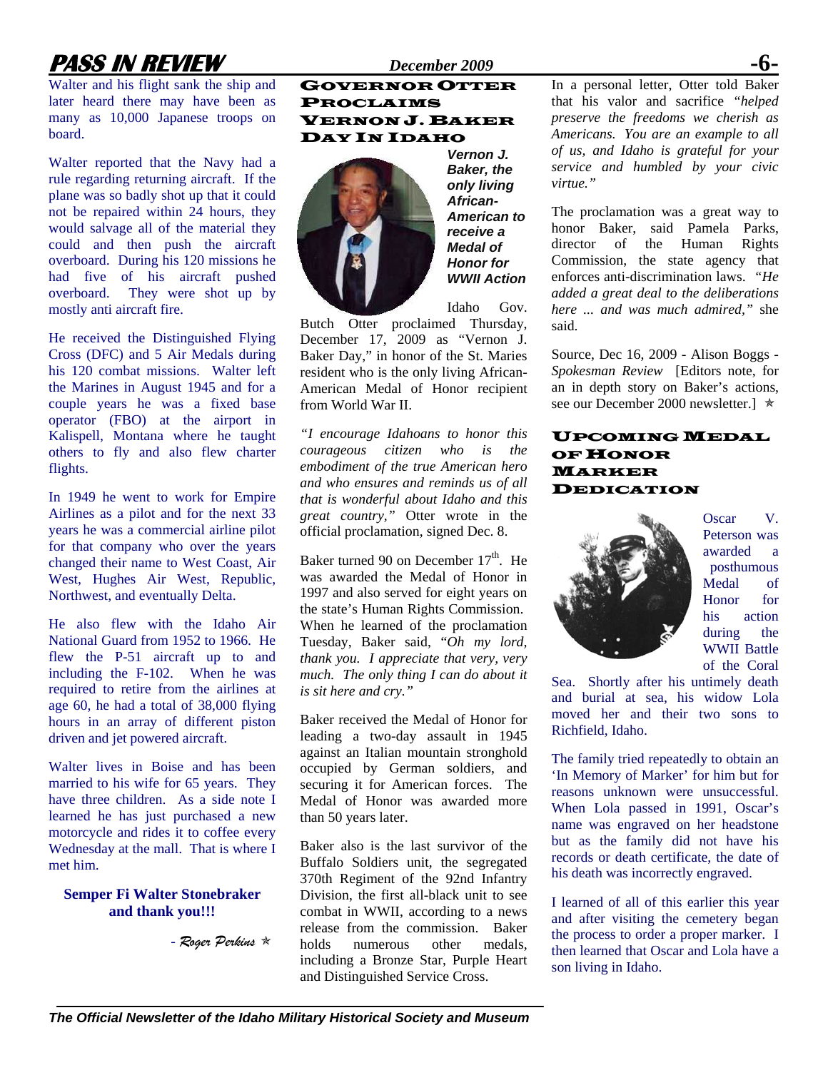Walter and his flight sank the ship and later heard there may have been as many as 10,000 Japanese troops on board.

Walter reported that the Navy had a rule regarding returning aircraft. If the plane was so badly shot up that it could not be repaired within 24 hours, they would salvage all of the material they could and then push the aircraft overboard. During his 120 missions he had five of his aircraft pushed overboard. They were shot up by mostly anti aircraft fire.

He received the Distinguished Flying Cross (DFC) and 5 Air Medals during his 120 combat missions. Walter left the Marines in August 1945 and for a couple years he was a fixed base operator (FBO) at the airport in Kalispell, Montana where he taught others to fly and also flew charter flights.

In 1949 he went to work for Empire Airlines as a pilot and for the next 33 years he was a commercial airline pilot for that company who over the years changed their name to West Coast, Air West, Hughes Air West, Republic, Northwest, and eventually Delta.

He also flew with the Idaho Air National Guard from 1952 to 1966. He flew the P-51 aircraft up to and including the F-102. When he was required to retire from the airlines at age 60, he had a total of 38,000 flying hours in an array of different piston driven and jet powered aircraft.

Walter lives in Boise and has been married to his wife for 65 years. They have three children. As a side note I learned he has just purchased a new motorcycle and rides it to coffee every Wednesday at the mall. That is where I met him.

**Semper Fi Walter Stonebraker and thank you!!!**

*- Roger Perkins* ✯

## GOVERNOR OTTER PROCLAIMS VERNON J. BAKER DAY IN IDAHO

***Vernon J. Baker, the only living African-American to receive a Medal of Honor for WWII Action***

Idaho Gov. Butch Otter proclaimed Thursday, December 17, 2009 as "Vernon J. Baker Day," in honor of the St. Maries resident who is the only living African-American Medal of Honor recipient from World War II.

*"I encourage Idahoans to honor this courageous citizen who is the embodiment of the true American hero and who ensures and reminds us of all that is wonderful about Idaho and this great country,"* Otter wrote in the official proclamation, signed Dec. 8.

Baker turned 90 on December 17th. He was awarded the Medal of Honor in 1997 and also served for eight years on the state's Human Rights Commission. When he learned of the proclamation Tuesday, Baker said, *"Oh my lord, thank you. I appreciate that very, very much. The only thing I can do about it is sit here and cry."*

Baker received the Medal of Honor for leading a two-day assault in 1945 against an Italian mountain stronghold occupied by German soldiers, and securing it for American forces. The Medal of Honor was awarded more than 50 years later.

Baker also is the last survivor of the Buffalo Soldiers unit, the segregated 370th Regiment of the 92nd Infantry Division, the first all-black unit to see combat in WWII, according to a news release from the commission. Baker holds numerous other medals, including a Bronze Star, Purple Heart and Distinguished Service Cross.

In a personal letter, Otter told Baker that his valor and sacrifice *"helped preserve the freedoms we cherish as Americans. You are an example to all of us, and Idaho is grateful for your service and humbled by your civic virtue."*

The proclamation was a great way to honor Baker, said Pamela Parks, director of the Human Rights Commission, the state agency that enforces anti-discrimination laws. *"He added a great deal to the deliberations here ... and was much admired,"* she said.

Source, Dec 16, 2009 - Alison Boggs - *Spokesman Review* [Editors note, for an in depth story on Baker's actions, see our December 2000 newsletter.] ✯

## UPCOMING MEDAL OF HONOR MARKER DEDICATION

Oscar V. Peterson was awarded a posthumous Medal of Honor for his action during the WWII Battle of the Coral Sea. Shortly after his untimely death and burial at sea, his widow Lola moved her and their two sons to Richfield, Idaho.

The family tried repeatedly to obtain an 'In Memory of Marker' for him but for reasons unknown were unsuccessful. When Lola passed in 1991, Oscar's name was engraved on her headstone but as the family did not have his records or death certificate, the date of his death was incorrectly engraved.

I learned of all of this earlier this year and after visiting the cemetery began the process to order a proper marker. I then learned that Oscar and Lola have a son living in Idaho.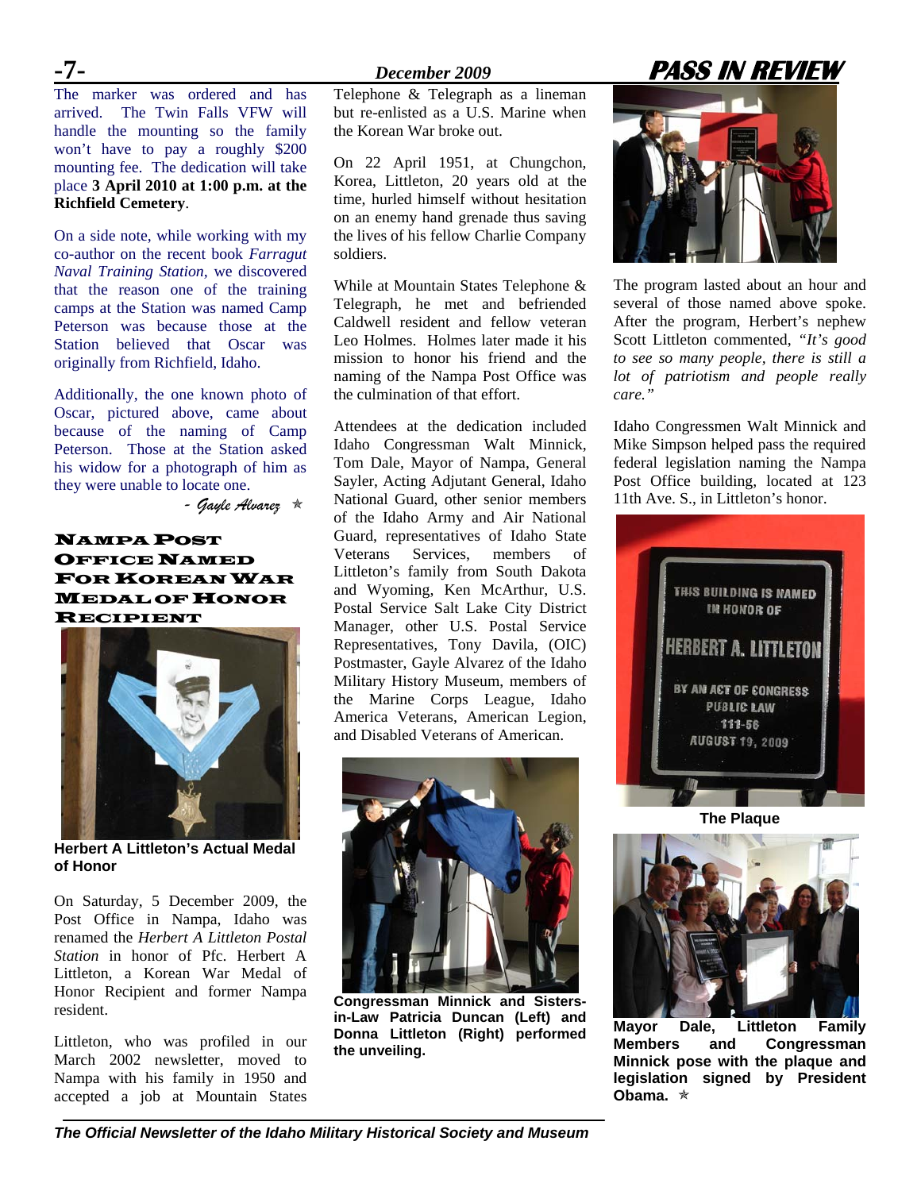The marker was ordered and has arrived. The Twin Falls VFW will handle the mounting so the family won't have to pay a roughly $200 mounting fee. The dedication will take place **3 April 2010 at 1:00 p.m. at the Richfield Cemetery**.

On a side note, while working with my co-author on the recent book *Farragut Naval Training Station*, we discovered that the reason one of the training camps at the Station was named Camp Peterson was because those at the Station believed that Oscar was originally from Richfield, Idaho.

Additionally, the one known photo of Oscar, pictured above, came about because of the naming of Camp Peterson. Those at the Station asked his widow for a photograph of him as they were unable to locate one.

*- Gayle Alvarez* ✯

## Nampa Post Office Named For Korean War Medal of Honor Recipient

**Herbert A Littleton's Actual Medal of Honor**

On Saturday, 5 December 2009, the Post Office in Nampa, Idaho was renamed the *Herbert A Littleton Postal Station* in honor of Pfc. Herbert A Littleton, a Korean War Medal of Honor Recipient and former Nampa resident.

Littleton, who was profiled in our March 2002 newsletter, moved to Nampa with his family in 1950 and accepted a job at Mountain States Telephone & Telegraph as a lineman but re-enlisted as a U.S. Marine when the Korean War broke out.

On 22 April 1951, at Chungchon, Korea, Littleton, 20 years old at the time, hurled himself without hesitation on an enemy hand grenade thus saving the lives of his fellow Charlie Company soldiers.

While at Mountain States Telephone & Telegraph, he met and befriended Caldwell resident and fellow veteran Leo Holmes. Holmes later made it his mission to honor his friend and the naming of the Nampa Post Office was the culmination of that effort.

Attendees at the dedication included Idaho Congressman Walt Minnick, Tom Dale, Mayor of Nampa, General Sayler, Acting Adjutant General, Idaho National Guard, other senior members of the Idaho Army and Air National Guard, representatives of Idaho State Veterans Services, members of Littleton's family from South Dakota and Wyoming, Ken McArthur, U.S. Postal Service Salt Lake City District Manager, other U.S. Postal Service Representatives, Tony Davila, (OIC) Postmaster, Gayle Alvarez of the Idaho Military History Museum, members of the Marine Corps League, Idaho America Veterans, American Legion, and Disabled Veterans of American.

**Congressman Minnick and Sisters-in-Law Patricia Duncan (Left) and Donna Littleton (Right) performed the unveiling.**

The program lasted about an hour and several of those named above spoke. After the program, Herbert's nephew Scott Littleton commented, *"It's good to see so many people, there is still a lot of patriotism and people really care."*

Idaho Congressmen Walt Minnick and Mike Simpson helped pass the required federal legislation naming the Nampa Post Office building, located at 123 11th Ave. S., in Littleton's honor.

**The Plaque**

**Mayor Dale, Littleton Family Members and Congressman Minnick pose with the plaque and legislation signed by President Obama.** ✯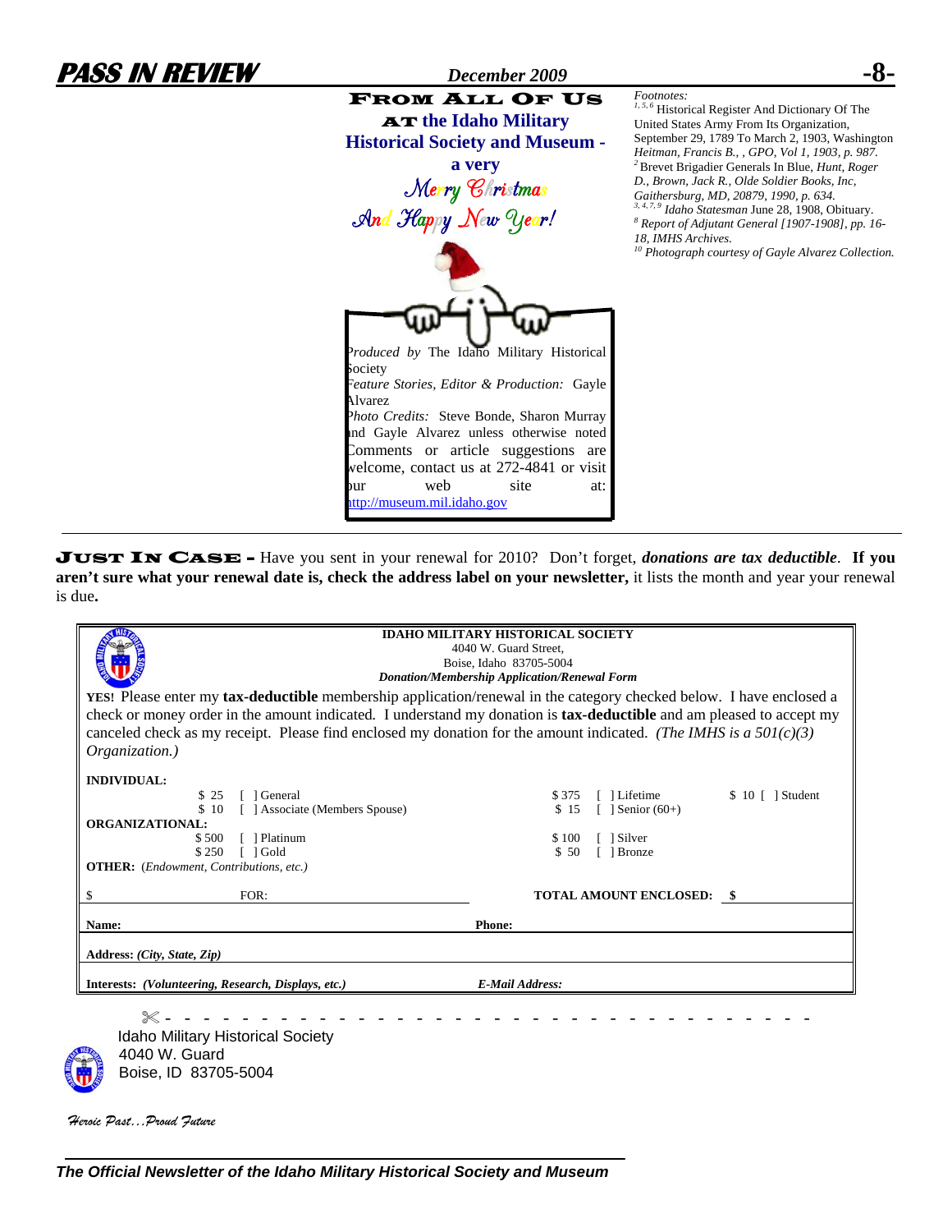**FROM ALL OF US AT the Idaho Military Historical Society and Museum - a very**

*Merry Christmas*

*And Happy New Year!*

*Produced by* The Idaho Military Historical Society

*Feature Stories, Editor & Production:* Gayle Alvarez

*Photo Credits:* Steve Bonde, Sharon Murray and Gayle Alvarez unless otherwise noted

Comments or article suggestions are welcome, contact us at 272-4841 or visit our web site at: http://museum.mil.idaho.gov

*Footnotes:*

[1, 5, 6] Historical Register And Dictionary Of The United States Army From Its Organization, September 29, 1789 To March 2, 1903, Washington *Heitman, Francis B., , GPO, Vol 1, 1903, p. 987.*

[2] Brevet Brigadier Generals In Blue, *Hunt, Roger D., Brown, Jack R., Olde Soldier Books, Inc, Gaithersburg, MD, 20879, 1990, p. 634.*

[3, 4, 7, 9] *Idaho Statesman* June 28, 1908, Obituary.

[8] *Report of Adjutant General [1907-1908], pp. 16-18, IMHS Archives.*

[10] *Photograph courtesy of Gayle Alvarez Collection.*

---

**JUST IN CASE –** Have you sent in your renewal for 2010? Don't forget, ***donations are tax deductible***. **If you aren't sure what your renewal date is, check the address label on your newsletter,** it lists the month and year your renewal is due**.**

**IDAHO MILITARY HISTORICAL SOCIETY**
4040 W. Guard Street,
Boise, Idaho 83705-5004
***Donation/Membership Application/Renewal Form***

**YES!** Please enter my **tax-deductible** membership application/renewal in the category checked below. I have enclosed a check or money order in the amount indicated. I understand my donation is **tax-deductible** and am pleased to accept my canceled check as my receipt. Please find enclosed my donation for the amount indicated. *(The IMHS is a 501(c)(3) Organization.)*

**INDIVIDUAL:**

| | | | |
|---|---|---|---|
| $ 25 | [ ] General | $ 375 | [ ] Lifetime |
| $ 10 | [ ] Associate (Members Spouse) | $ 15 | [ ] Senior (60+) |

$ 10 [ ] Student

**ORGANIZATIONAL:**

| | | | |
|---|---|---|---|
| $ 500 | [ ] Platinum | $ 100 | [ ] Silver |
| $ 250 | [ ] Gold | $ 50 | [ ] Bronze |

**OTHER:** *(Endowment, Contributions, etc.)*

$ ______ FOR: ______ **TOTAL AMOUNT ENCLOSED: $** ______

**Name:** ______ **Phone:** ______

**Address: *(City, State, Zip)*** ______

**Interests: *(Volunteering, Research, Displays, etc.)*** ______ ***E-Mail Address:*** ______

✂ - - - - - - - - - - - - - - - - - - - - - - - - - - - - - - - - -

Idaho Military Historical Society
4040 W. Guard
Boise, ID 83705-5004

*Heroic Past…Proud Future*

***The Official Newsletter of the Idaho Military Historical Society and Museum***